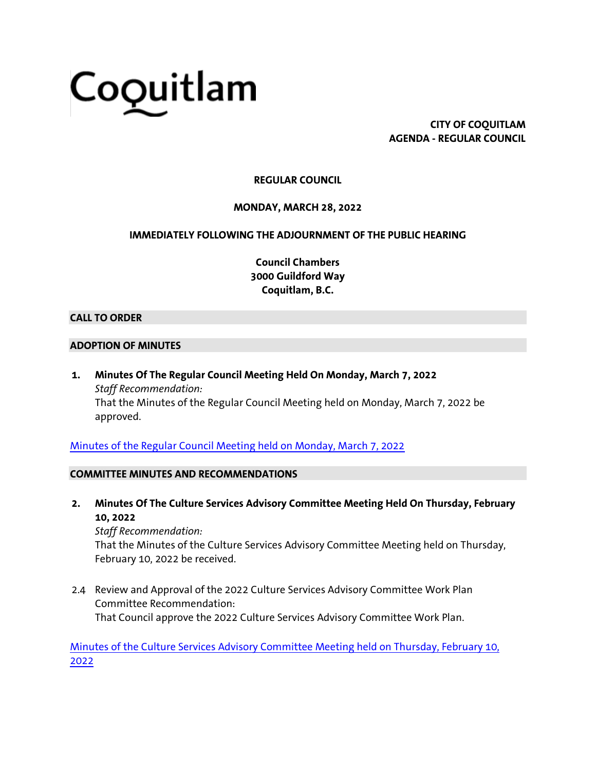Coquitlam

**CITY OF COQUITLAM**
**AGENDA - REGULAR COUNCIL**

# REGULAR COUNCIL

**MONDAY, MARCH 28, 2022**

**IMMEDIATELY FOLLOWING THE ADJOURNMENT OF THE PUBLIC HEARING**

**Council Chambers**
**3000 Guildford Way**
**Coquitlam, B.C.**

## CALL TO ORDER

## ADOPTION OF MINUTES

1. **Minutes Of The Regular Council Meeting Held On Monday, March 7, 2022**
   *Staff Recommendation:*
   That the Minutes of the Regular Council Meeting held on Monday, March 7, 2022 be approved.

Minutes of the Regular Council Meeting held on Monday, March 7, 2022

## COMMITTEE MINUTES AND RECOMMENDATIONS

2. **Minutes Of The Culture Services Advisory Committee Meeting Held On Thursday, February 10, 2022**
   *Staff Recommendation:*
   That the Minutes of the Culture Services Advisory Committee Meeting held on Thursday, February 10, 2022 be received.

2.4 Review and Approval of the 2022 Culture Services Advisory Committee Work Plan
Committee Recommendation:
That Council approve the 2022 Culture Services Advisory Committee Work Plan.

Minutes of the Culture Services Advisory Committee Meeting held on Thursday, February 10, 2022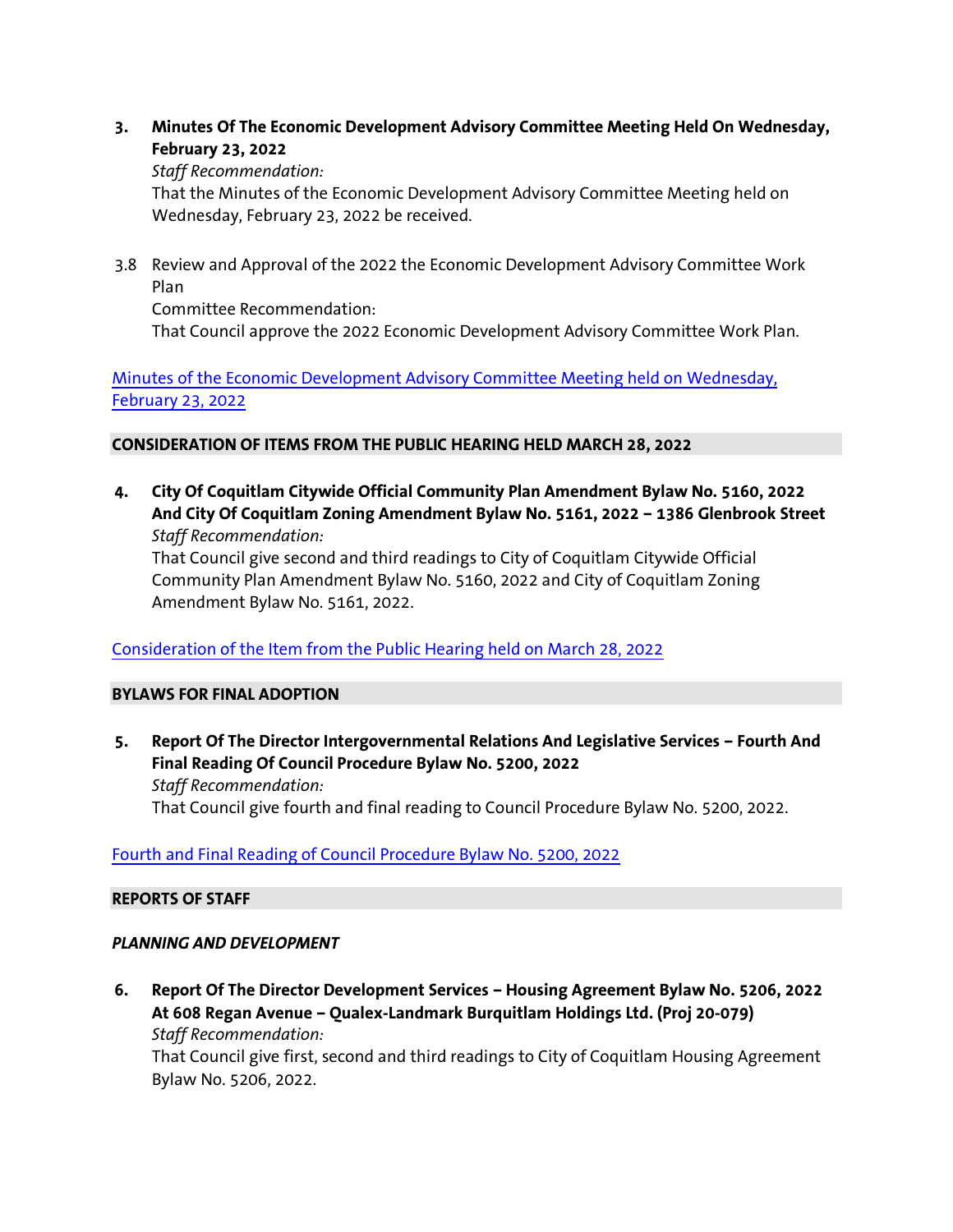3. **Minutes Of The Economic Development Advisory Committee Meeting Held On Wednesday, February 23, 2022**
   *Staff Recommendation:*
   That the Minutes of the Economic Development Advisory Committee Meeting held on Wednesday, February 23, 2022 be received.

   3.8 Review and Approval of the 2022 the Economic Development Advisory Committee Work Plan
   Committee Recommendation:
   That Council approve the 2022 Economic Development Advisory Committee Work Plan.

Minutes of the Economic Development Advisory Committee Meeting held on Wednesday, February 23, 2022

## CONSIDERATION OF ITEMS FROM THE PUBLIC HEARING HELD MARCH 28, 2022

4. **City Of Coquitlam Citywide Official Community Plan Amendment Bylaw No. 5160, 2022 And City Of Coquitlam Zoning Amendment Bylaw No. 5161, 2022 – 1386 Glenbrook Street**
   *Staff Recommendation:*
   That Council give second and third readings to City of Coquitlam Citywide Official Community Plan Amendment Bylaw No. 5160, 2022 and City of Coquitlam Zoning Amendment Bylaw No. 5161, 2022.

Consideration of the Item from the Public Hearing held on March 28, 2022

## BYLAWS FOR FINAL ADOPTION

5. **Report Of The Director Intergovernmental Relations And Legislative Services – Fourth And Final Reading Of Council Procedure Bylaw No. 5200, 2022**
   *Staff Recommendation:*
   That Council give fourth and final reading to Council Procedure Bylaw No. 5200, 2022.

Fourth and Final Reading of Council Procedure Bylaw No. 5200, 2022

## REPORTS OF STAFF

### *PLANNING AND DEVELOPMENT*

6. **Report Of The Director Development Services – Housing Agreement Bylaw No. 5206, 2022 At 608 Regan Avenue – Qualex-Landmark Burquitlam Holdings Ltd. (Proj 20-079)**
   *Staff Recommendation:*
   That Council give first, second and third readings to City of Coquitlam Housing Agreement Bylaw No. 5206, 2022.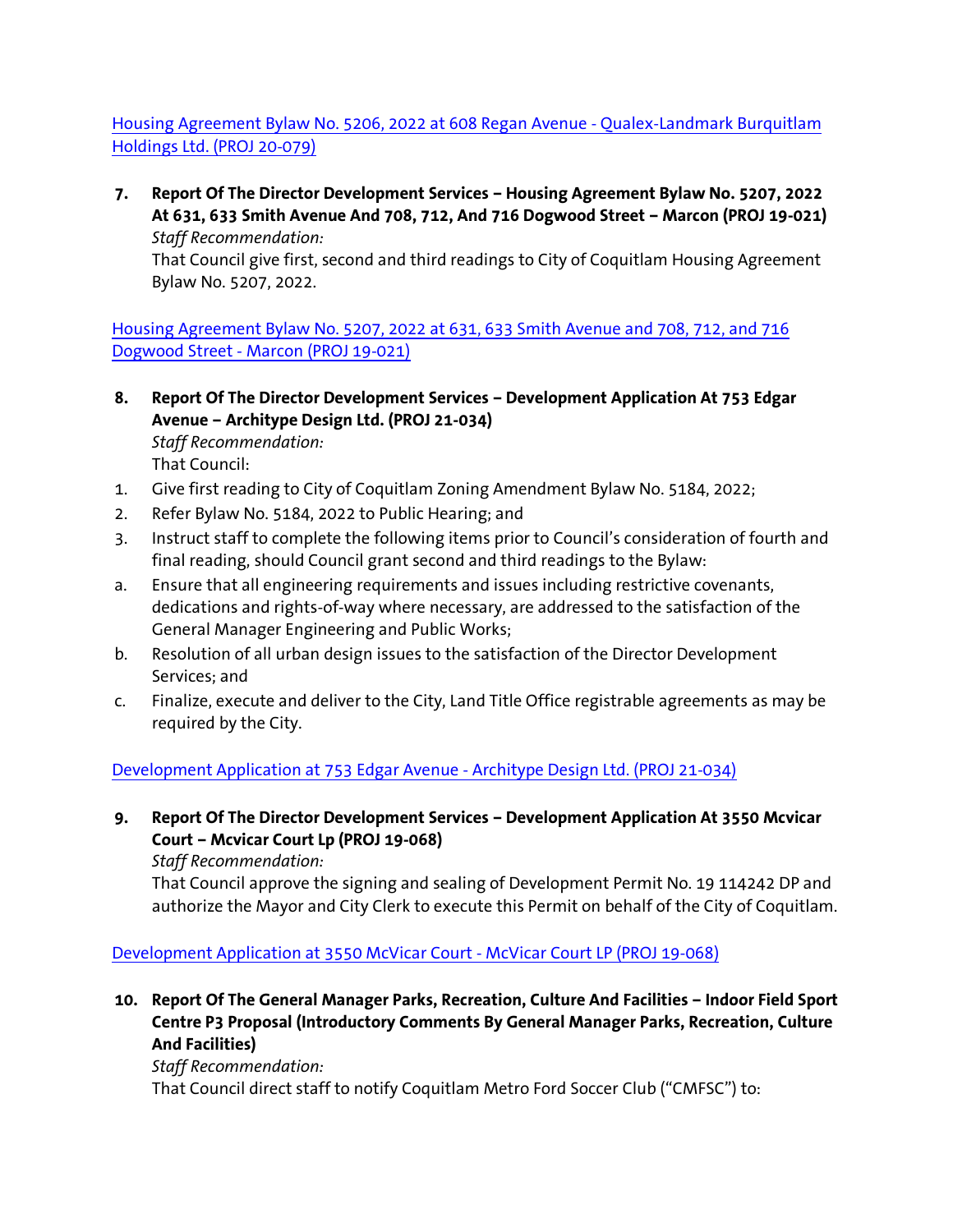[Housing Agreement Bylaw No. 5206, 2022 at 608 Regan Avenue - Qualex-Landmark Burquitlam Holdings Ltd. (PROJ 20-079)]

**7. Report Of The Director Development Services – Housing Agreement Bylaw No. 5207, 2022 At 631, 633 Smith Avenue And 708, 712, And 716 Dogwood Street – Marcon (PROJ 19-021)**

*Staff Recommendation:*

That Council give first, second and third readings to City of Coquitlam Housing Agreement Bylaw No. 5207, 2022.

[Housing Agreement Bylaw No. 5207, 2022 at 631, 633 Smith Avenue and 708, 712, and 716 Dogwood Street - Marcon (PROJ 19-021)]

**8. Report Of The Director Development Services – Development Application At 753 Edgar Avenue – Architype Design Ltd. (PROJ 21-034)**

*Staff Recommendation:*

That Council:

1. Give first reading to City of Coquitlam Zoning Amendment Bylaw No. 5184, 2022;
2. Refer Bylaw No. 5184, 2022 to Public Hearing; and
3. Instruct staff to complete the following items prior to Council's consideration of fourth and final reading, should Council grant second and third readings to the Bylaw:

a. Ensure that all engineering requirements and issues including restrictive covenants, dedications and rights-of-way where necessary, are addressed to the satisfaction of the General Manager Engineering and Public Works;

b. Resolution of all urban design issues to the satisfaction of the Director Development Services; and

c. Finalize, execute and deliver to the City, Land Title Office registrable agreements as may be required by the City.

[Development Application at 753 Edgar Avenue - Architype Design Ltd. (PROJ 21-034)]

**9. Report Of The Director Development Services – Development Application At 3550 Mcvicar Court – Mcvicar Court Lp (PROJ 19-068)**

*Staff Recommendation:*

That Council approve the signing and sealing of Development Permit No. 19 114242 DP and authorize the Mayor and City Clerk to execute this Permit on behalf of the City of Coquitlam.

[Development Application at 3550 McVicar Court - McVicar Court LP (PROJ 19-068)]

**10. Report Of The General Manager Parks, Recreation, Culture And Facilities – Indoor Field Sport Centre P3 Proposal (Introductory Comments By General Manager Parks, Recreation, Culture And Facilities)**

*Staff Recommendation:*

That Council direct staff to notify Coquitlam Metro Ford Soccer Club ("CMFSC") to: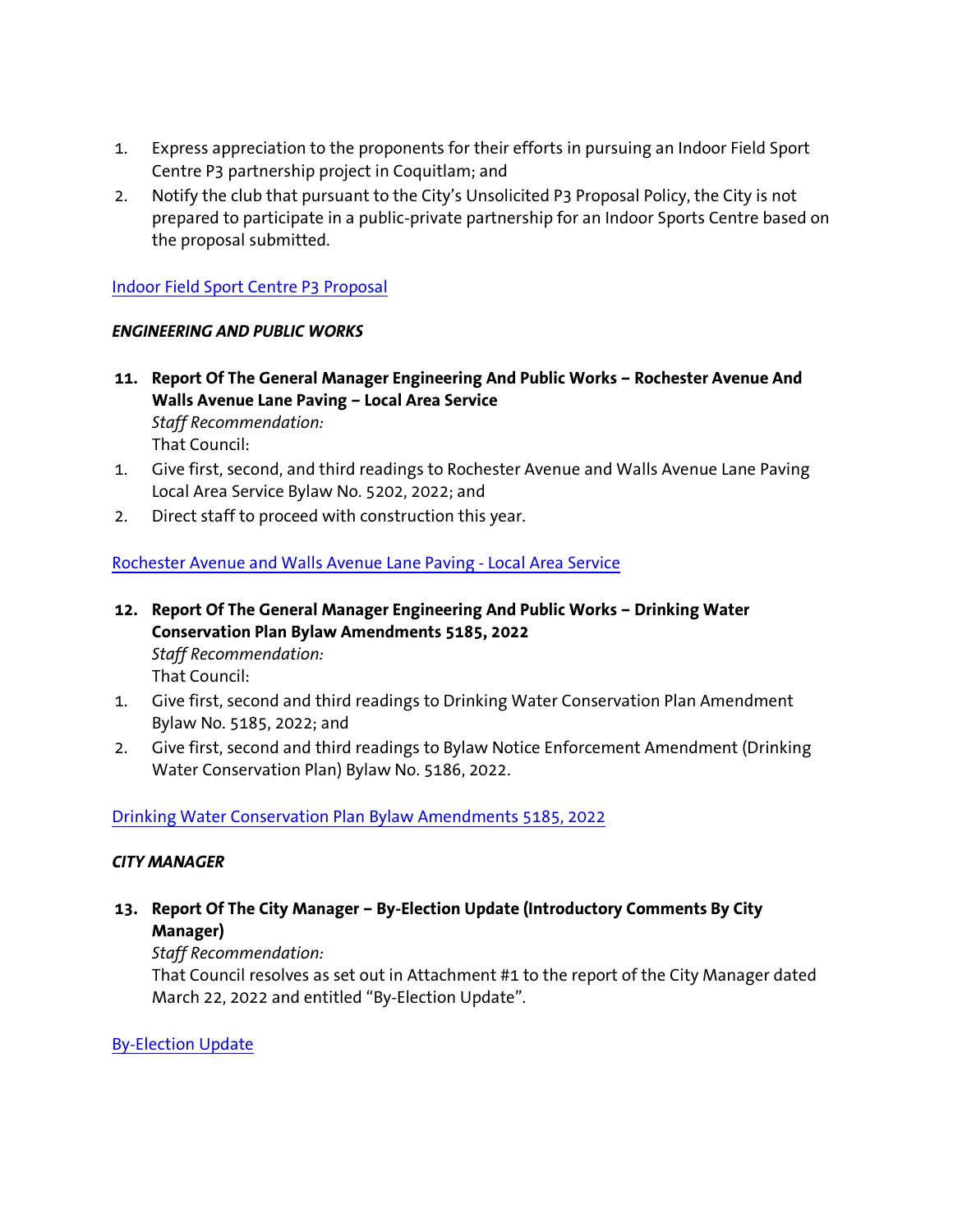1. Express appreciation to the proponents for their efforts in pursuing an Indoor Field Sport Centre P3 partnership project in Coquitlam; and
2. Notify the club that pursuant to the City's Unsolicited P3 Proposal Policy, the City is not prepared to participate in a public-private partnership for an Indoor Sports Centre based on the proposal submitted.

Indoor Field Sport Centre P3 Proposal

***ENGINEERING AND PUBLIC WORKS***

**11. Report Of The General Manager Engineering And Public Works – Rochester Avenue And Walls Avenue Lane Paving – Local Area Service**

*Staff Recommendation:*

That Council:

1. Give first, second, and third readings to Rochester Avenue and Walls Avenue Lane Paving Local Area Service Bylaw No. 5202, 2022; and
2. Direct staff to proceed with construction this year.

Rochester Avenue and Walls Avenue Lane Paving - Local Area Service

**12. Report Of The General Manager Engineering And Public Works – Drinking Water Conservation Plan Bylaw Amendments 5185, 2022**

*Staff Recommendation:*

That Council:

1. Give first, second and third readings to Drinking Water Conservation Plan Amendment Bylaw No. 5185, 2022; and
2. Give first, second and third readings to Bylaw Notice Enforcement Amendment (Drinking Water Conservation Plan) Bylaw No. 5186, 2022.

Drinking Water Conservation Plan Bylaw Amendments 5185, 2022

***CITY MANAGER***

**13. Report Of The City Manager – By-Election Update (Introductory Comments By City Manager)**

*Staff Recommendation:*

That Council resolves as set out in Attachment #1 to the report of the City Manager dated March 22, 2022 and entitled "By-Election Update".

By-Election Update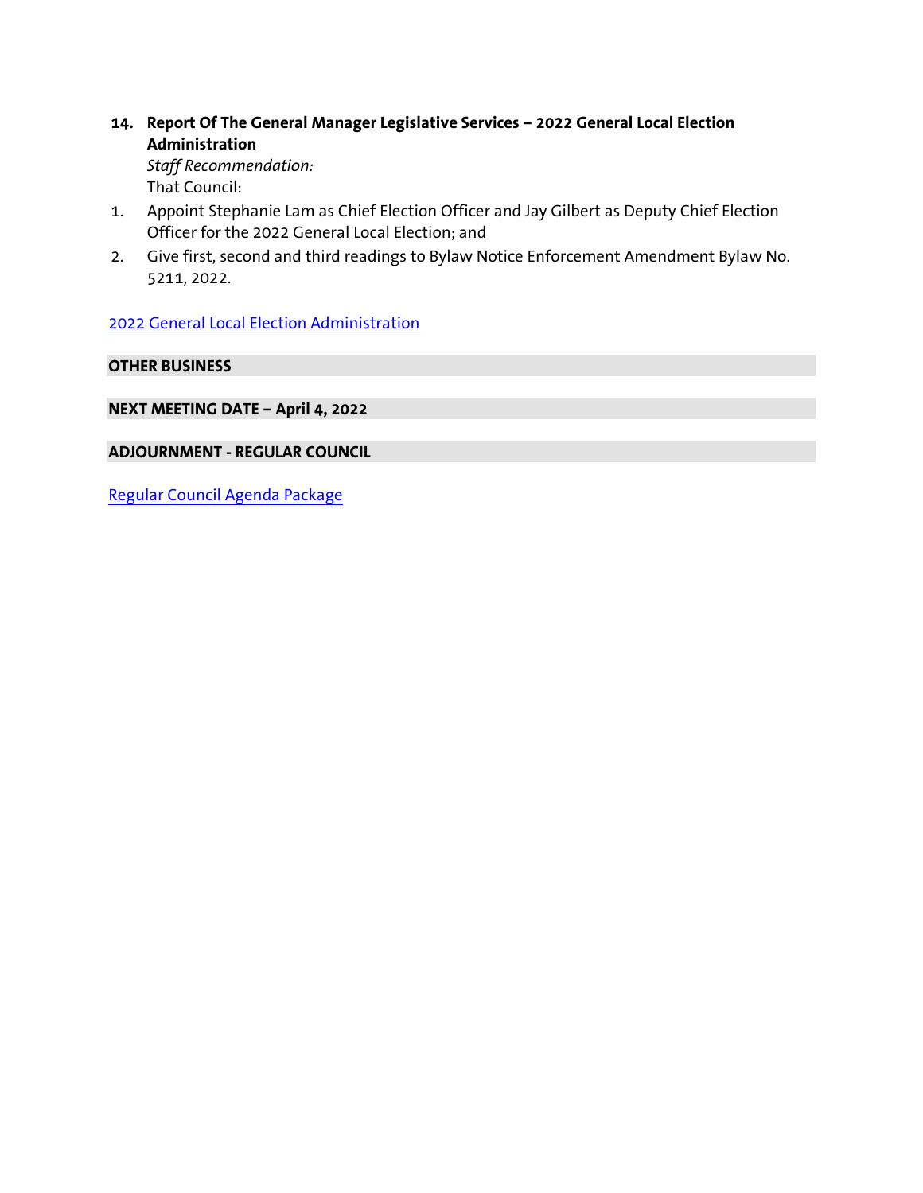**14. Report Of The General Manager Legislative Services – 2022 General Local Election Administration**

*Staff Recommendation:*

That Council:

1. Appoint Stephanie Lam as Chief Election Officer and Jay Gilbert as Deputy Chief Election Officer for the 2022 General Local Election; and
2. Give first, second and third readings to Bylaw Notice Enforcement Amendment Bylaw No. 5211, 2022.

[2022 General Local Election Administration]

**OTHER BUSINESS**

**NEXT MEETING DATE – April 4, 2022**

**ADJOURNMENT - REGULAR COUNCIL**

[Regular Council Agenda Package]